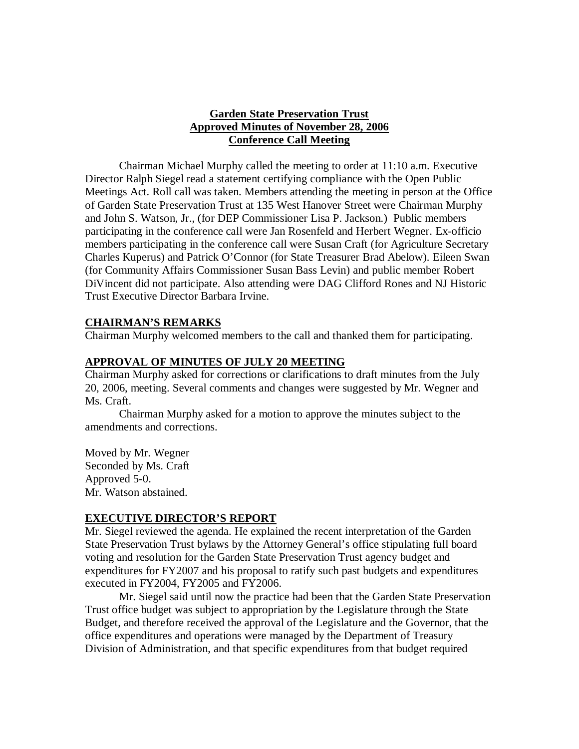**Garden State Preservation Trust**
**Approved Minutes of November 28, 2006**
**Conference Call Meeting**

Chairman Michael Murphy called the meeting to order at 11:10 a.m. Executive Director Ralph Siegel read a statement certifying compliance with the Open Public Meetings Act. Roll call was taken. Members attending the meeting in person at the Office of Garden State Preservation Trust at 135 West Hanover Street were Chairman Murphy and John S. Watson, Jr., (for DEP Commissioner Lisa P. Jackson.) Public members participating in the conference call were Jan Rosenfeld and Herbert Wegner. Ex-officio members participating in the conference call were Susan Craft (for Agriculture Secretary Charles Kuperus) and Patrick O'Connor (for State Treasurer Brad Abelow). Eileen Swan (for Community Affairs Commissioner Susan Bass Levin) and public member Robert DiVincent did not participate. Also attending were DAG Clifford Rones and NJ Historic Trust Executive Director Barbara Irvine.

## CHAIRMAN'S REMARKS

Chairman Murphy welcomed members to the call and thanked them for participating.

## APPROVAL OF MINUTES OF JULY 20 MEETING

Chairman Murphy asked for corrections or clarifications to draft minutes from the July 20, 2006, meeting. Several comments and changes were suggested by Mr. Wegner and Ms. Craft.

Chairman Murphy asked for a motion to approve the minutes subject to the amendments and corrections.

Moved by Mr. Wegner
Seconded by Ms. Craft
Approved 5-0.
Mr. Watson abstained.

## EXECUTIVE DIRECTOR'S REPORT

Mr. Siegel reviewed the agenda. He explained the recent interpretation of the Garden State Preservation Trust bylaws by the Attorney General's office stipulating full board voting and resolution for the Garden State Preservation Trust agency budget and expenditures for FY2007 and his proposal to ratify such past budgets and expenditures executed in FY2004, FY2005 and FY2006.

Mr. Siegel said until now the practice had been that the Garden State Preservation Trust office budget was subject to appropriation by the Legislature through the State Budget, and therefore received the approval of the Legislature and the Governor, that the office expenditures and operations were managed by the Department of Treasury Division of Administration, and that specific expenditures from that budget required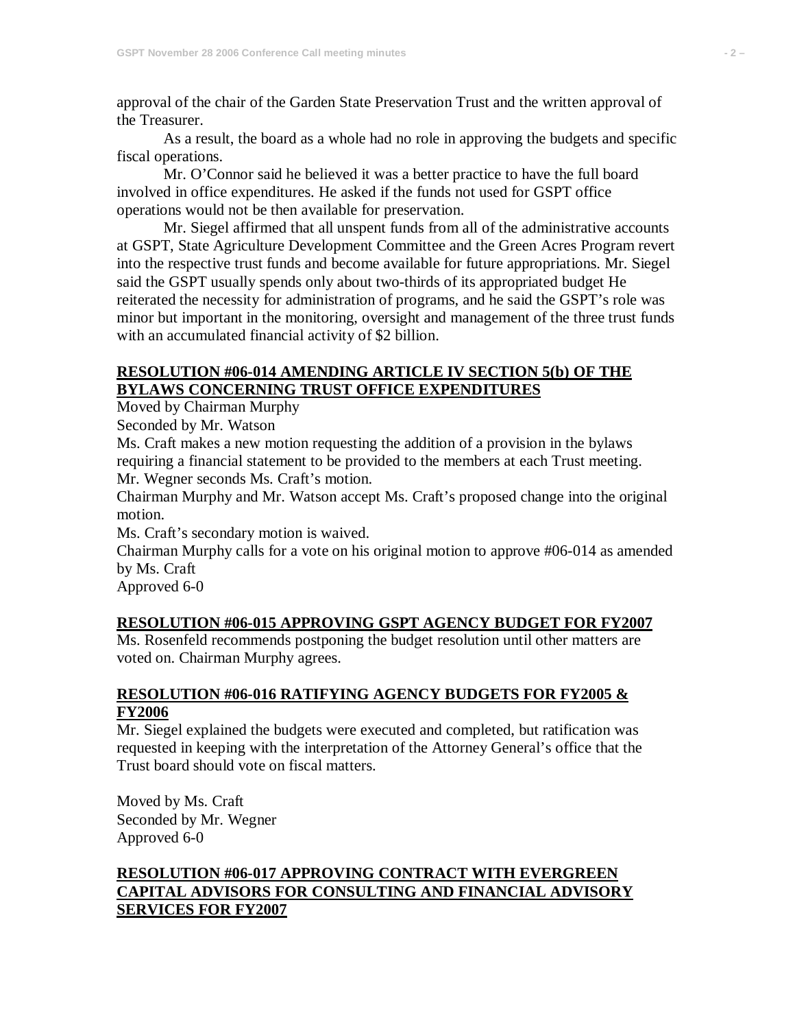approval of the chair of the Garden State Preservation Trust and the written approval of the Treasurer.

As a result, the board as a whole had no role in approving the budgets and specific fiscal operations.

Mr. O'Connor said he believed it was a better practice to have the full board involved in office expenditures. He asked if the funds not used for GSPT office operations would not be then available for preservation.

Mr. Siegel affirmed that all unspent funds from all of the administrative accounts at GSPT, State Agriculture Development Committee and the Green Acres Program revert into the respective trust funds and become available for future appropriations. Mr. Siegel said the GSPT usually spends only about two-thirds of its appropriated budget He reiterated the necessity for administration of programs, and he said the GSPT's role was minor but important in the monitoring, oversight and management of the three trust funds with an accumulated financial activity of $2 billion.

**RESOLUTION #06-014 AMENDING ARTICLE IV SECTION 5(b) OF THE BYLAWS CONCERNING TRUST OFFICE EXPENDITURES**

Moved by Chairman Murphy
Seconded by Mr. Watson
Ms. Craft makes a new motion requesting the addition of a provision in the bylaws requiring a financial statement to be provided to the members at each Trust meeting.
Mr. Wegner seconds Ms. Craft's motion.
Chairman Murphy and Mr. Watson accept Ms. Craft's proposed change into the original motion.
Ms. Craft's secondary motion is waived.
Chairman Murphy calls for a vote on his original motion to approve #06-014 as amended by Ms. Craft
Approved 6-0

**RESOLUTION #06-015 APPROVING GSPT AGENCY BUDGET FOR FY2007**

Ms. Rosenfeld recommends postponing the budget resolution until other matters are voted on. Chairman Murphy agrees.

**RESOLUTION #06-016 RATIFYING AGENCY BUDGETS FOR FY2005 & FY2006**

Mr. Siegel explained the budgets were executed and completed, but ratification was requested in keeping with the interpretation of the Attorney General's office that the Trust board should vote on fiscal matters.

Moved by Ms. Craft
Seconded by Mr. Wegner
Approved 6-0

**RESOLUTION #06-017 APPROVING CONTRACT WITH EVERGREEN CAPITAL ADVISORS FOR CONSULTING AND FINANCIAL ADVISORY SERVICES FOR FY2007**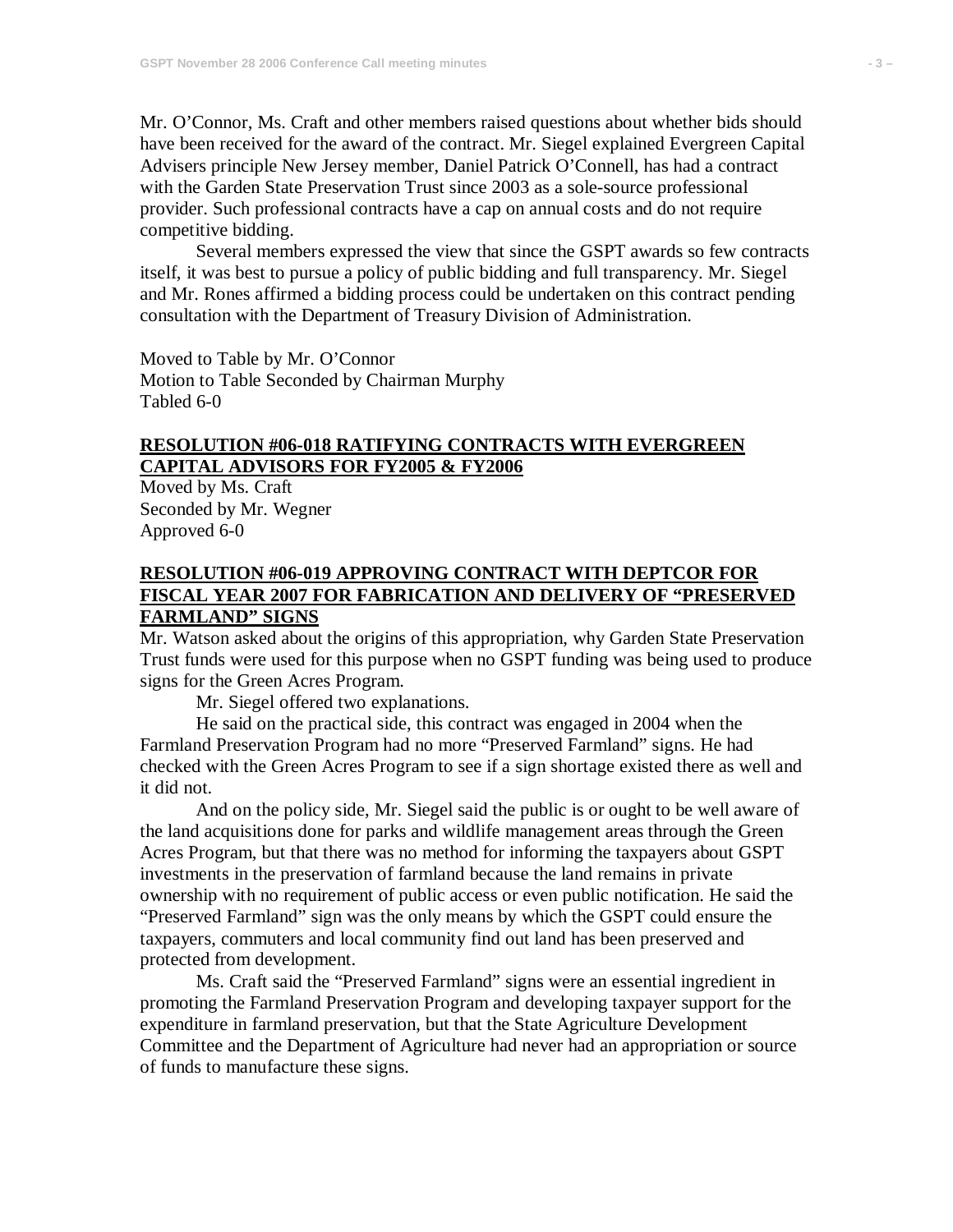Mr. O'Connor, Ms. Craft and other members raised questions about whether bids should have been received for the award of the contract. Mr. Siegel explained Evergreen Capital Advisers principle New Jersey member, Daniel Patrick O'Connell, has had a contract with the Garden State Preservation Trust since 2003 as a sole-source professional provider. Such professional contracts have a cap on annual costs and do not require competitive bidding.

Several members expressed the view that since the GSPT awards so few contracts itself, it was best to pursue a policy of public bidding and full transparency. Mr. Siegel and Mr. Rones affirmed a bidding process could be undertaken on this contract pending consultation with the Department of Treasury Division of Administration.

Moved to Table by Mr. O'Connor
Motion to Table Seconded by Chairman Murphy
Tabled 6-0

**RESOLUTION #06-018 RATIFYING CONTRACTS WITH EVERGREEN CAPITAL ADVISORS FOR FY2005 & FY2006**

Moved by Ms. Craft
Seconded by Mr. Wegner
Approved 6-0

**RESOLUTION #06-019 APPROVING CONTRACT WITH DEPTCOR FOR FISCAL YEAR 2007 FOR FABRICATION AND DELIVERY OF "PRESERVED FARMLAND" SIGNS**

Mr. Watson asked about the origins of this appropriation, why Garden State Preservation Trust funds were used for this purpose when no GSPT funding was being used to produce signs for the Green Acres Program.

Mr. Siegel offered two explanations.

He said on the practical side, this contract was engaged in 2004 when the Farmland Preservation Program had no more "Preserved Farmland" signs. He had checked with the Green Acres Program to see if a sign shortage existed there as well and it did not.

And on the policy side, Mr. Siegel said the public is or ought to be well aware of the land acquisitions done for parks and wildlife management areas through the Green Acres Program, but that there was no method for informing the taxpayers about GSPT investments in the preservation of farmland because the land remains in private ownership with no requirement of public access or even public notification. He said the "Preserved Farmland" sign was the only means by which the GSPT could ensure the taxpayers, commuters and local community find out land has been preserved and protected from development.

Ms. Craft said the "Preserved Farmland" signs were an essential ingredient in promoting the Farmland Preservation Program and developing taxpayer support for the expenditure in farmland preservation, but that the State Agriculture Development Committee and the Department of Agriculture had never had an appropriation or source of funds to manufacture these signs.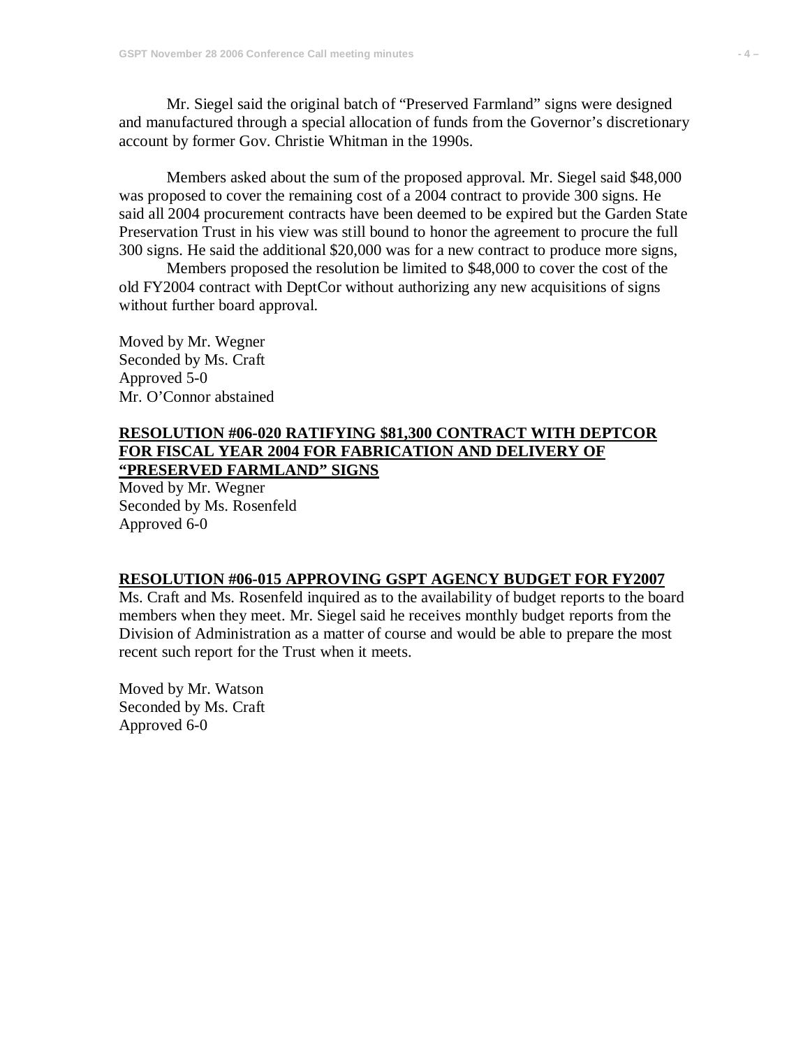Mr. Siegel said the original batch of "Preserved Farmland" signs were designed and manufactured through a special allocation of funds from the Governor's discretionary account by former Gov. Christie Whitman in the 1990s.

Members asked about the sum of the proposed approval. Mr. Siegel said $48,000 was proposed to cover the remaining cost of a 2004 contract to provide 300 signs. He said all 2004 procurement contracts have been deemed to be expired but the Garden State Preservation Trust in his view was still bound to honor the agreement to procure the full 300 signs. He said the additional $20,000 was for a new contract to produce more signs,

Members proposed the resolution be limited to $48,000 to cover the cost of the old FY2004 contract with DeptCor without authorizing any new acquisitions of signs without further board approval.

Moved by Mr. Wegner
Seconded by Ms. Craft
Approved 5-0
Mr. O'Connor abstained

**RESOLUTION #06-020 RATIFYING $81,300 CONTRACT WITH DEPTCOR FOR FISCAL YEAR 2004 FOR FABRICATION AND DELIVERY OF "PRESERVED FARMLAND" SIGNS**

Moved by Mr. Wegner
Seconded by Ms. Rosenfeld
Approved 6-0

**RESOLUTION #06-015 APPROVING GSPT AGENCY BUDGET FOR FY2007**

Ms. Craft and Ms. Rosenfeld inquired as to the availability of budget reports to the board members when they meet. Mr. Siegel said he receives monthly budget reports from the Division of Administration as a matter of course and would be able to prepare the most recent such report for the Trust when it meets.

Moved by Mr. Watson
Seconded by Ms. Craft
Approved 6-0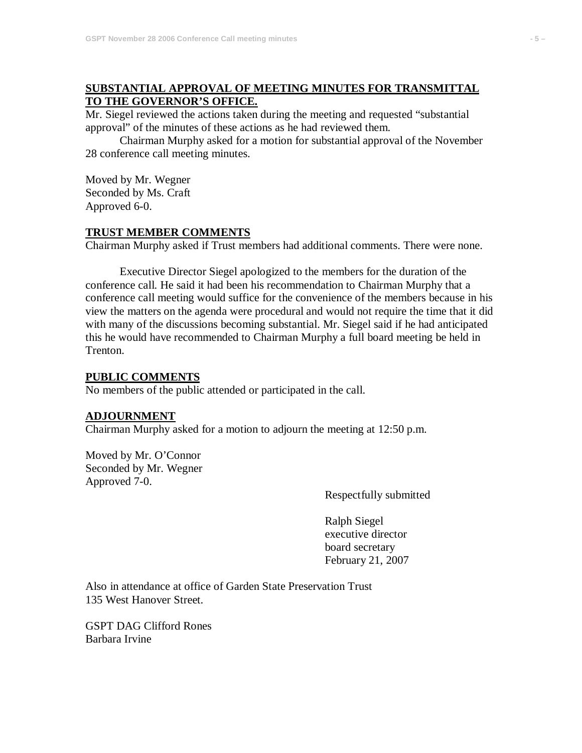## SUBSTANTIAL APPROVAL OF MEETING MINUTES FOR TRANSMITTAL TO THE GOVERNOR'S OFFICE.

Mr. Siegel reviewed the actions taken during the meeting and requested "substantial approval" of the minutes of these actions as he had reviewed them.

Chairman Murphy asked for a motion for substantial approval of the November 28 conference call meeting minutes.

Moved by Mr. Wegner
Seconded by Ms. Craft
Approved 6-0.

## TRUST MEMBER COMMENTS

Chairman Murphy asked if Trust members had additional comments. There were none.

Executive Director Siegel apologized to the members for the duration of the conference call. He said it had been his recommendation to Chairman Murphy that a conference call meeting would suffice for the convenience of the members because in his view the matters on the agenda were procedural and would not require the time that it did with many of the discussions becoming substantial. Mr. Siegel said if he had anticipated this he would have recommended to Chairman Murphy a full board meeting be held in Trenton.

## PUBLIC COMMENTS

No members of the public attended or participated in the call.

## ADJOURNMENT

Chairman Murphy asked for a motion to adjourn the meeting at 12:50 p.m.

Moved by Mr. O'Connor
Seconded by Mr. Wegner
Approved 7-0.

Respectfully submitted

Ralph Siegel
executive director
board secretary
February 21, 2007

Also in attendance at office of Garden State Preservation Trust
135 West Hanover Street.

GSPT DAG Clifford Rones
Barbara Irvine